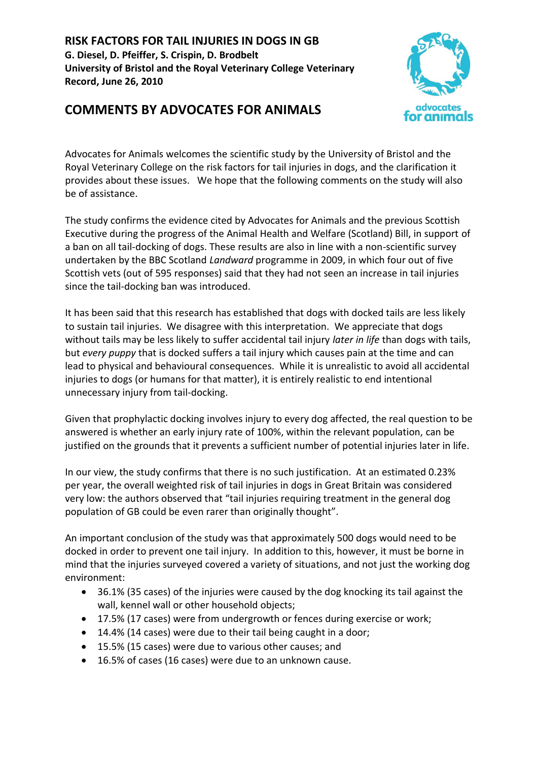**RISK FACTORS FOR TAIL INJURIES IN DOGS IN GB**
**G. Diesel, D. Pfeiffer, S. Crispin, D. Brodbelt**
**University of Bristol and the Royal Veterinary College Veterinary Record, June 26, 2010**

## COMMENTS BY ADVOCATES FOR ANIMALS

Advocates for Animals welcomes the scientific study by the University of Bristol and the Royal Veterinary College on the risk factors for tail injuries in dogs, and the clarification it provides about these issues. We hope that the following comments on the study will also be of assistance.

The study confirms the evidence cited by Advocates for Animals and the previous Scottish Executive during the progress of the Animal Health and Welfare (Scotland) Bill, in support of a ban on all tail-docking of dogs. These results are also in line with a non-scientific survey undertaken by the BBC Scotland *Landward* programme in 2009, in which four out of five Scottish vets (out of 595 responses) said that they had not seen an increase in tail injuries since the tail-docking ban was introduced.

It has been said that this research has established that dogs with docked tails are less likely to sustain tail injuries. We disagree with this interpretation. We appreciate that dogs without tails may be less likely to suffer accidental tail injury *later in life* than dogs with tails, but *every puppy* that is docked suffers a tail injury which causes pain at the time and can lead to physical and behavioural consequences. While it is unrealistic to avoid all accidental injuries to dogs (or humans for that matter), it is entirely realistic to end intentional unnecessary injury from tail-docking.

Given that prophylactic docking involves injury to every dog affected, the real question to be answered is whether an early injury rate of 100%, within the relevant population, can be justified on the grounds that it prevents a sufficient number of potential injuries later in life.

In our view, the study confirms that there is no such justification. At an estimated 0.23% per year, the overall weighted risk of tail injuries in dogs in Great Britain was considered very low: the authors observed that "tail injuries requiring treatment in the general dog population of GB could be even rarer than originally thought".

An important conclusion of the study was that approximately 500 dogs would need to be docked in order to prevent one tail injury. In addition to this, however, it must be borne in mind that the injuries surveyed covered a variety of situations, and not just the working dog environment:

- 36.1% (35 cases) of the injuries were caused by the dog knocking its tail against the wall, kennel wall or other household objects;
- 17.5% (17 cases) were from undergrowth or fences during exercise or work;
- 14.4% (14 cases) were due to their tail being caught in a door;
- 15.5% (15 cases) were due to various other causes; and
- 16.5% of cases (16 cases) were due to an unknown cause.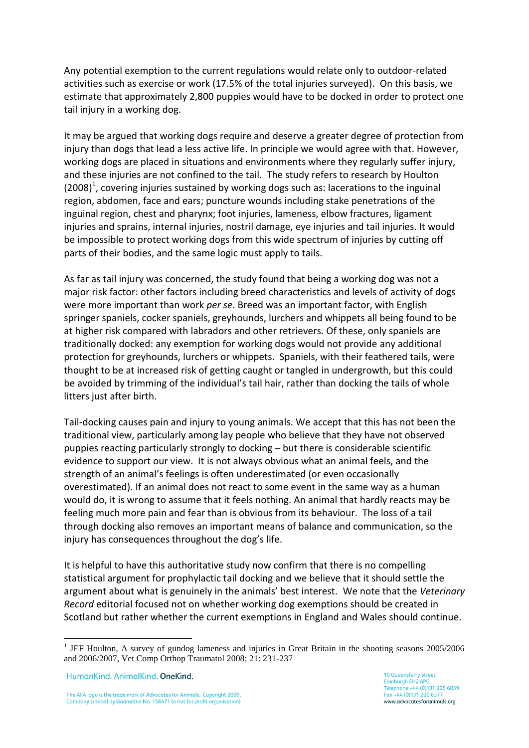Any potential exemption to the current regulations would relate only to outdoor-related activities such as exercise or work (17.5% of the total injuries surveyed). On this basis, we estimate that approximately 2,800 puppies would have to be docked in order to protect one tail injury in a working dog.

It may be argued that working dogs require and deserve a greater degree of protection from injury than dogs that lead a less active life. In principle we would agree with that. However, working dogs are placed in situations and environments where they regularly suffer injury, and these injuries are not confined to the tail. The study refers to research by Houlton (2008)[1], covering injuries sustained by working dogs such as: lacerations to the inguinal region, abdomen, face and ears; puncture wounds including stake penetrations of the inguinal region, chest and pharynx; foot injuries, lameness, elbow fractures, ligament injuries and sprains, internal injuries, nostril damage, eye injuries and tail injuries. It would be impossible to protect working dogs from this wide spectrum of injuries by cutting off parts of their bodies, and the same logic must apply to tails.

As far as tail injury was concerned, the study found that being a working dog was not a major risk factor: other factors including breed characteristics and levels of activity of dogs were more important than work *per se*. Breed was an important factor, with English springer spaniels, cocker spaniels, greyhounds, lurchers and whippets all being found to be at higher risk compared with labradors and other retrievers. Of these, only spaniels are traditionally docked: any exemption for working dogs would not provide any additional protection for greyhounds, lurchers or whippets. Spaniels, with their feathered tails, were thought to be at increased risk of getting caught or tangled in undergrowth, but this could be avoided by trimming of the individual's tail hair, rather than docking the tails of whole litters just after birth.

Tail-docking causes pain and injury to young animals. We accept that this has not been the traditional view, particularly among lay people who believe that they have not observed puppies reacting particularly strongly to docking – but there is considerable scientific evidence to support our view. It is not always obvious what an animal feels, and the strength of an animal's feelings is often underestimated (or even occasionally overestimated). If an animal does not react to some event in the same way as a human would do, it is wrong to assume that it feels nothing. An animal that hardly reacts may be feeling much more pain and fear than is obvious from its behaviour. The loss of a tail through docking also removes an important means of balance and communication, so the injury has consequences throughout the dog's life.

It is helpful to have this authoritative study now confirm that there is no compelling statistical argument for prophylactic tail docking and we believe that it should settle the argument about what is genuinely in the animals' best interest. We note that the *Veterinary Record* editorial focused not on whether working dog exemptions should be created in Scotland but rather whether the current exemptions in England and Wales should continue.

[1] JEF Houlton, A survey of gundog lameness and injuries in Great Britain in the shooting seasons 2005/2006 and 2006/2007, Vet Comp Orthop Traumatol 2008; 21: 231-237